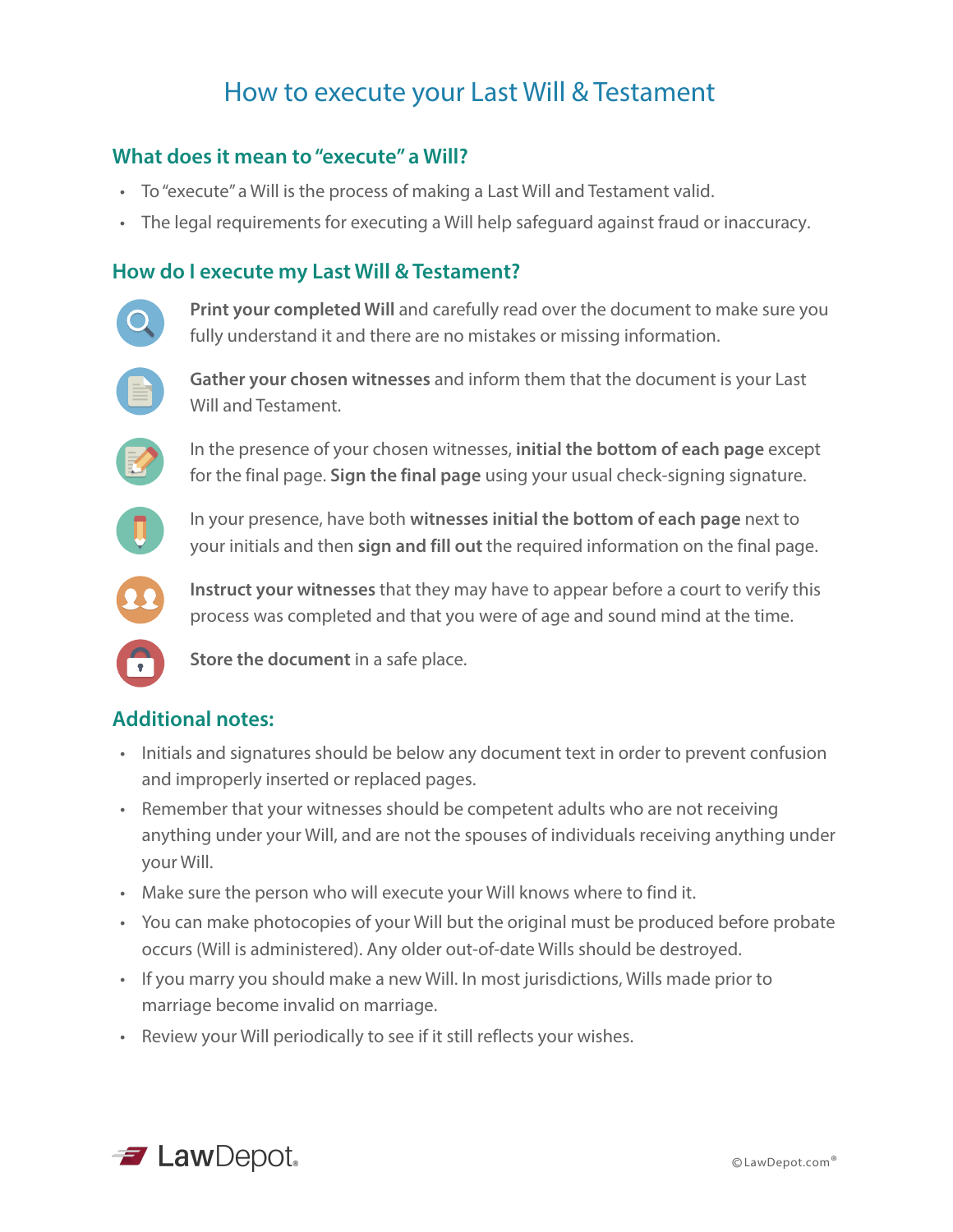# How to execute your Last Will & Testament

## What does it mean to "execute" a Will?

- To "execute" a Will is the process of making a Last Will and Testament valid.
- The legal requirements for executing a Will help safeguard against fraud or inaccuracy.

## How do I execute my Last Will & Testament?

- **Print your completed Will** and carefully read over the document to make sure you fully understand it and there are no mistakes or missing information.
- **Gather your chosen witnesses** and inform them that the document is your Last Will and Testament.
- In the presence of your chosen witnesses, **initial the bottom of each page** except for the final page. **Sign the final page** using your usual check-signing signature.
- In your presence, have both **witnesses initial the bottom of each page** next to your initials and then **sign and fill out** the required information on the final page.
- **Instruct your witnesses** that they may have to appear before a court to verify this process was completed and that you were of age and sound mind at the time.
- **Store the document** in a safe place.

## Additional notes:

- Initials and signatures should be below any document text in order to prevent confusion and improperly inserted or replaced pages.
- Remember that your witnesses should be competent adults who are not receiving anything under your Will, and are not the spouses of individuals receiving anything under your Will.
- Make sure the person who will execute your Will knows where to find it.
- You can make photocopies of your Will but the original must be produced before probate occurs (Will is administered). Any older out-of-date Wills should be destroyed.
- If you marry you should make a new Will. In most jurisdictions, Wills made prior to marriage become invalid on marriage.
- Review your Will periodically to see if it still reflects your wishes.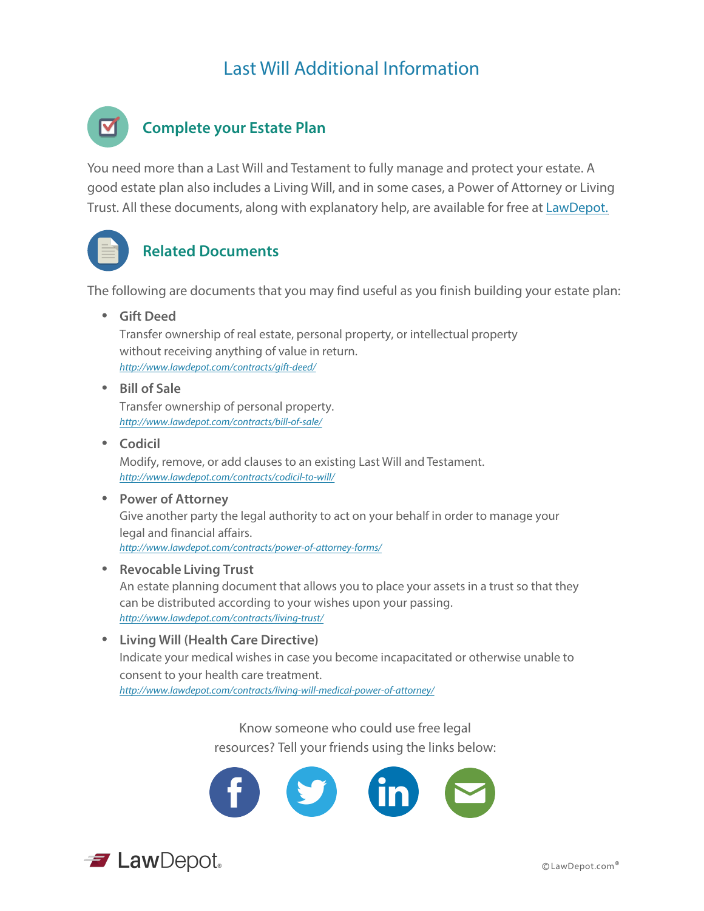# Last Will Additional Information

## Complete your Estate Plan

You need more than a Last Will and Testament to fully manage and protect your estate. A good estate plan also includes a Living Will, and in some cases, a Power of Attorney or Living Trust. All these documents, along with explanatory help, are available for free at [LawDepot.](http://www.lawdepot.com)

## Related Documents

The following are documents that you may find useful as you finish building your estate plan:

- **Gift Deed**
  Transfer ownership of real estate, personal property, or intellectual property without receiving anything of value in return.
  *http://www.lawdepot.com/contracts/gift-deed/*
- **Bill of Sale**
  Transfer ownership of personal property.
  *http://www.lawdepot.com/contracts/bill-of-sale/*
- **Codicil**
  Modify, remove, or add clauses to an existing Last Will and Testament.
  *http://www.lawdepot.com/contracts/codicil-to-will/*
- **Power of Attorney**
  Give another party the legal authority to act on your behalf in order to manage your legal and financial affairs.
  *http://www.lawdepot.com/contracts/power-of-attorney-forms/*
- **Revocable Living Trust**
  An estate planning document that allows you to place your assets in a trust so that they can be distributed according to your wishes upon your passing.
  *http://www.lawdepot.com/contracts/living-trust/*
- **Living Will (Health Care Directive)**
  Indicate your medical wishes in case you become incapacitated or otherwise unable to consent to your health care treatment.
  *http://www.lawdepot.com/contracts/living-will-medical-power-of-attorney/*

Know someone who could use free legal resources? Tell your friends using the links below:

LawDepot.

©LawDepot.com®